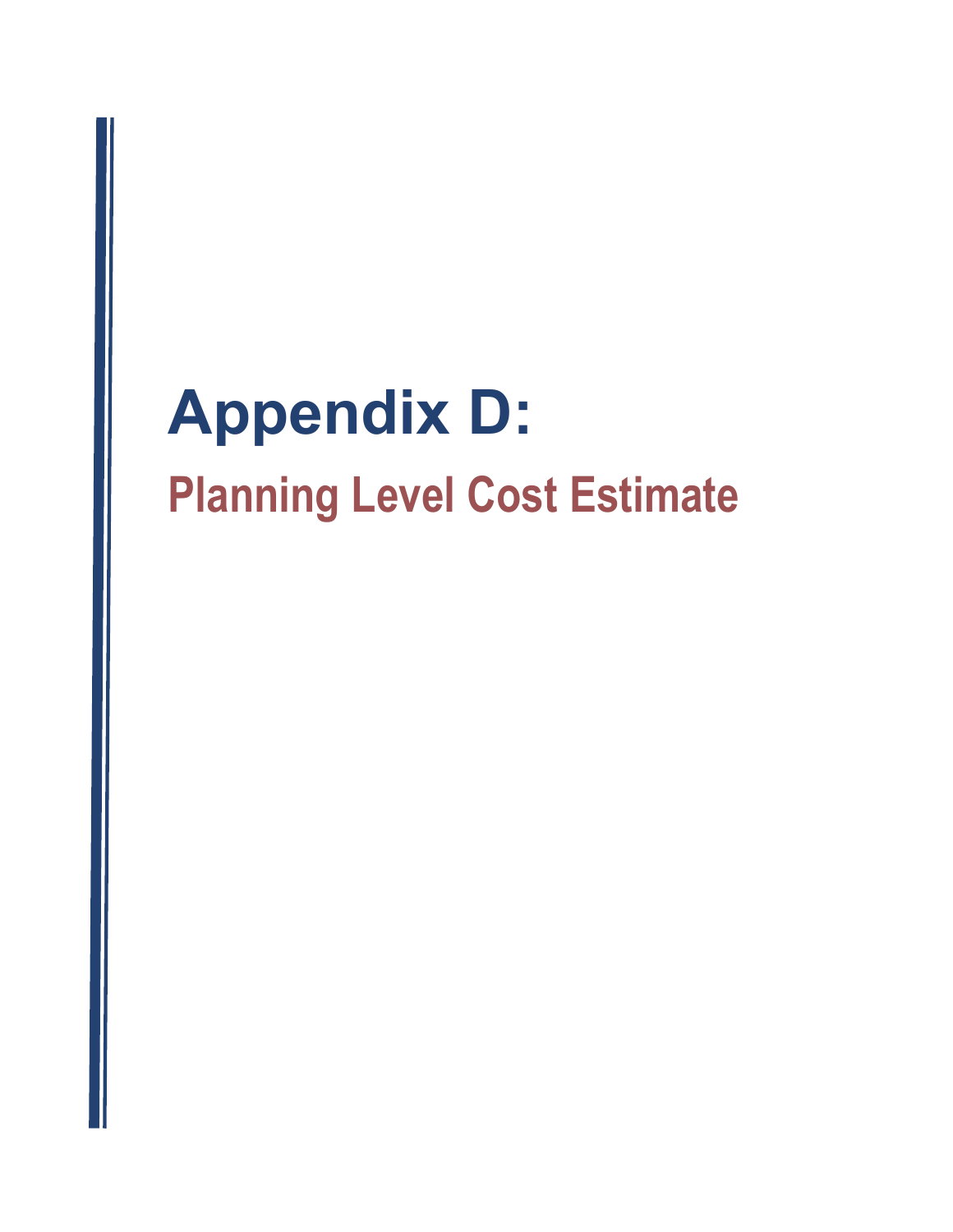# Appendix D:

## Planning Level Cost Estimate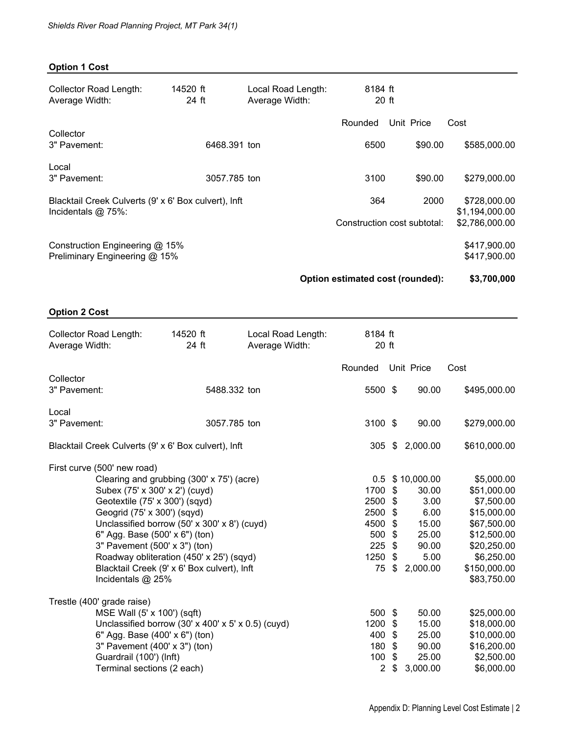**Option 1 Cost**

| | | | |
|---|---|---|---|
| Collector Road Length: | 14520 ft | Local Road Length: | 8184 ft |
| Average Width: | 24 ft | Average Width: | 20 ft |

| Item | Quantity | Unit | Rounded | Unit Price | Cost |
|---|---|---|---|---|---|
| Collector 3" Pavement: | 6468.391 | ton | 6500 | $90.00 | $585,000.00 |
| Local 3" Pavement: | 3057.785 | ton | 3100 | $90.00 | $279,000.00 |
| Blacktail Creek Culverts (9' x 6' Box culvert), lnft | | | 364 | 2000 | $728,000.00 |
| Incidentals @ 75%: | | | | | $1,194,000.00 |
| | | | Construction cost subtotal: | | $2,786,000.00 |
| Construction Engineering @ 15% | | | | | $417,900.00 |
| Preliminary Engineering @ 15% | | | | | $417,900.00 |
| | | | **Option estimated cost (rounded):** | | **$3,700,000** |

**Option 2 Cost**

| | | | |
|---|---|---|---|
| Collector Road Length: | 14520 ft | Local Road Length: | 8184 ft |
| Average Width: | 24 ft | Average Width: | 20 ft |

| Item | Quantity | Unit | Rounded | Unit Price | Cost |
|---|---|---|---|---|---|
| Collector 3" Pavement: | 5488.332 | ton | 5500 | $ 90.00 | $495,000.00 |
| Local 3" Pavement: | 3057.785 | ton | 3100 | $ 90.00 | $279,000.00 |
| Blacktail Creek Culverts (9' x 6' Box culvert), lnft | | | 305 | $ 2,000.00 | $610,000.00 |
| First curve (500' new road) | | | | | |
| Clearing and grubbing (300' x 75') (acre) | | | 0.5 | $ 10,000.00 | $5,000.00 |
| Subex (75' x 300' x 2') (cuyd) | | | 1700 | $ 30.00 | $51,000.00 |
| Geotextile (75' x 300') (sqyd) | | | 2500 | $ 3.00 | $7,500.00 |
| Geogrid (75' x 300') (sqyd) | | | 2500 | $ 6.00 | $15,000.00 |
| Unclassified borrow (50' x 300' x 8') (cuyd) | | | 4500 | $ 15.00 | $67,500.00 |
| 6" Agg. Base (500' x 6") (ton) | | | 500 | $ 25.00 | $12,500.00 |
| 3" Pavement (500' x 3") (ton) | | | 225 | $ 90.00 | $20,250.00 |
| Roadway obliteration (450' x 25') (sqyd) | | | 1250 | $ 5.00 | $6,250.00 |
| Blacktail Creek (9' x 6' Box culvert), lnft | | | 75 | $ 2,000.00 | $150,000.00 |
| Incidentals @ 25% | | | | | $83,750.00 |
| Trestle (400' grade raise) | | | | | |
| MSE Wall (5' x 100') (sqft) | | | 500 | $ 50.00 | $25,000.00 |
| Unclassified borrow (30' x 400' x 5' x 0.5) (cuyd) | | | 1200 | $ 15.00 | $18,000.00 |
| 6" Agg. Base (400' x 6") (ton) | | | 400 | $ 25.00 | $10,000.00 |
| 3" Pavement (400' x 3") (ton) | | | 180 | $ 90.00 | $16,200.00 |
| Guardrail (100') (lnft) | | | 100 | $ 25.00 | $2,500.00 |
| Terminal sections (2 each) | | | 2 | $ 3,000.00 | $6,000.00 |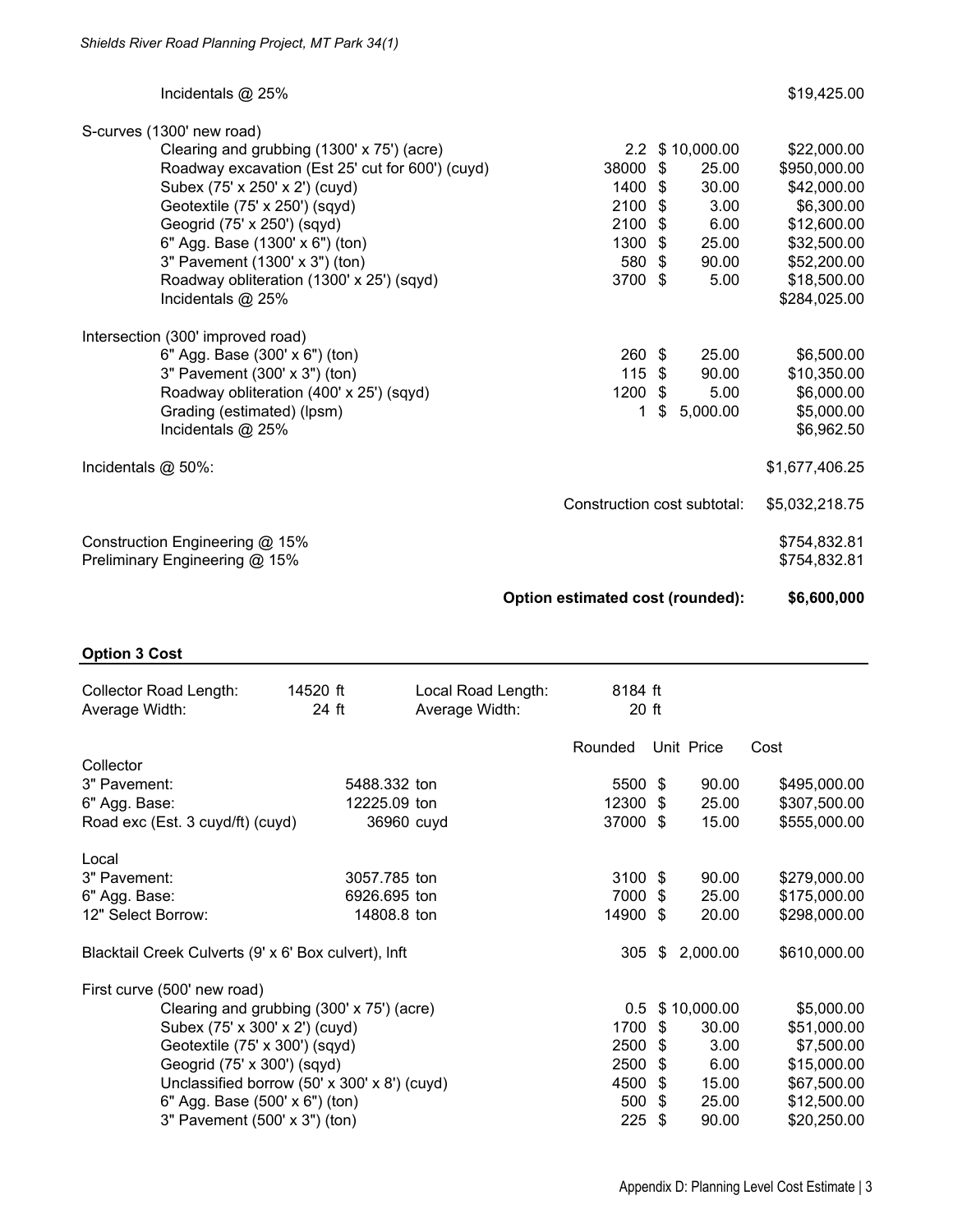| | | | |
|---|---|---|---|
| Incidentals @ 25% | | | $19,425.00 |
| **S-curves (1300' new road)** | | | |
| Clearing and grubbing (1300' x 75') (acre) | 2.2 | $ 10,000.00 | $22,000.00 |
| Roadway excavation (Est 25' cut for 600') (cuyd) | 38000 | $ 25.00 | $950,000.00 |
| Subex (75' x 250' x 2') (cuyd) | 1400 | $ 30.00 | $42,000.00 |
| Geotextile (75' x 250') (sqyd) | 2100 | $ 3.00 | $6,300.00 |
| Geogrid (75' x 250') (sqyd) | 2100 | $ 6.00 | $12,600.00 |
| 6" Agg. Base (1300' x 6") (ton) | 1300 | $ 25.00 | $32,500.00 |
| 3" Pavement (1300' x 3") (ton) | 580 | $ 90.00 | $52,200.00 |
| Roadway obliteration (1300' x 25') (sqyd) | 3700 | $ 5.00 | $18,500.00 |
| Incidentals @ 25% | | | $284,025.00 |
| **Intersection (300' improved road)** | | | |
| 6" Agg. Base (300' x 6") (ton) | 260 | $ 25.00 | $6,500.00 |
| 3" Pavement (300' x 3") (ton) | 115 | $ 90.00 | $10,350.00 |
| Roadway obliteration (400' x 25') (sqyd) | 1200 | $ 5.00 | $6,000.00 |
| Grading (estimated) (lpsm) | 1 | $ 5,000.00 | $5,000.00 |
| Incidentals @ 25% | | | $6,962.50 |
| Incidentals @ 50%: | | | $1,677,406.25 |
| | | Construction cost subtotal: | $5,032,218.75 |
| Construction Engineering @ 15% | | | $754,832.81 |
| Preliminary Engineering @ 15% | | | $754,832.81 |
| | | **Option estimated cost (rounded):** | **$6,600,000** |

**Option 3 Cost**

| Collector Road Length: | 14520 ft | Local Road Length: | 8184 ft |
|---|---|---|---|
| Average Width: | 24 ft | Average Width: | 20 ft |

| | | Rounded | Unit Price | Cost |
|---|---|---|---|---|
| **Collector** | | | | |
| 3" Pavement: | 5488.332 ton | 5500 | $ 90.00 | $495,000.00 |
| 6" Agg. Base: | 12225.09 ton | 12300 | $ 25.00 | $307,500.00 |
| Road exc (Est. 3 cuyd/ft) (cuyd) | 36960 cuyd | 37000 | $ 15.00 | $555,000.00 |
| **Local** | | | | |
| 3" Pavement: | 3057.785 ton | 3100 | $ 90.00 | $279,000.00 |
| 6" Agg. Base: | 6926.695 ton | 7000 | $ 25.00 | $175,000.00 |
| 12" Select Borrow: | 14808.8 ton | 14900 | $ 20.00 | $298,000.00 |
| Blacktail Creek Culverts (9' x 6' Box culvert), lnft | | 305 | $ 2,000.00 | $610,000.00 |
| **First curve (500' new road)** | | | | |
| Clearing and grubbing (300' x 75') (acre) | | 0.5 | $ 10,000.00 | $5,000.00 |
| Subex (75' x 300' x 2') (cuyd) | | 1700 | $ 30.00 | $51,000.00 |
| Geotextile (75' x 300') (sqyd) | | 2500 | $ 3.00 | $7,500.00 |
| Geogrid (75' x 300') (sqyd) | | 2500 | $ 6.00 | $15,000.00 |
| Unclassified borrow (50' x 300' x 8') (cuyd) | | 4500 | $ 15.00 | $67,500.00 |
| 6" Agg. Base (500' x 6") (ton) | | 500 | $ 25.00 | $12,500.00 |
| 3" Pavement (500' x 3") (ton) | | 225 | $ 90.00 | $20,250.00 |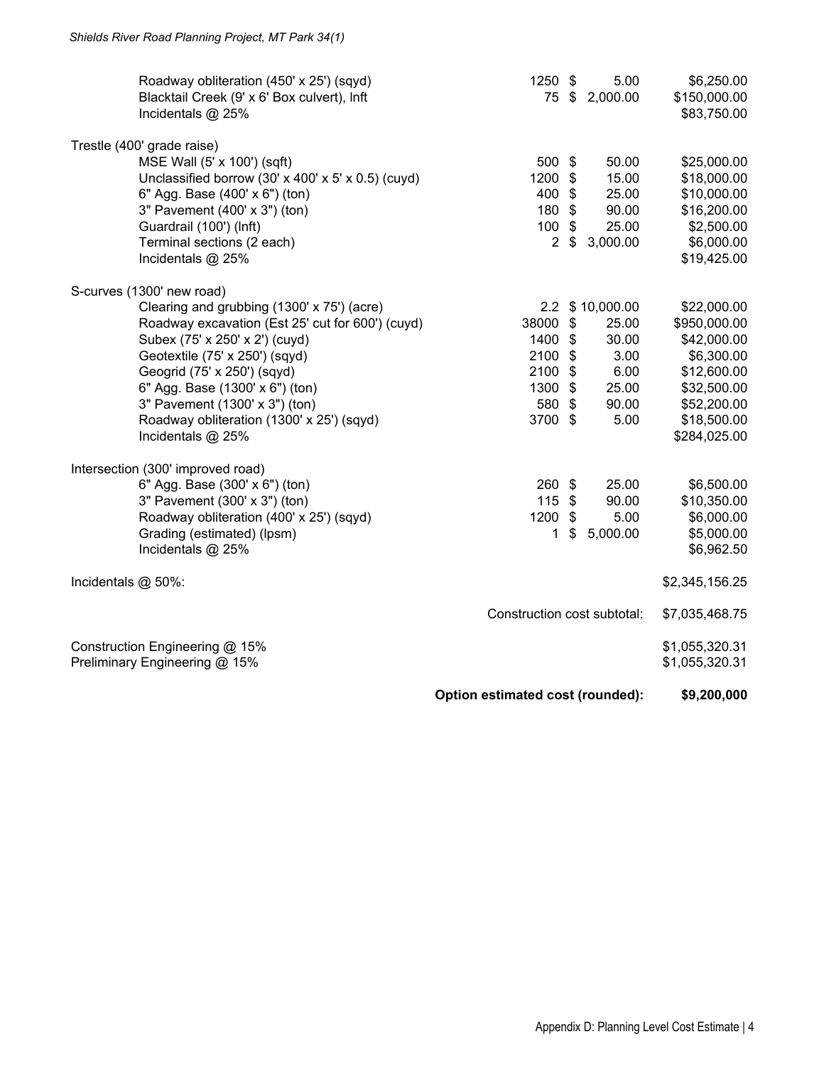| | | | |
|---|---|---|---|
| Roadway obliteration (450' x 25') (sqyd) | 1250 | $ 5.00 | $6,250.00 |
| Blacktail Creek (9' x 6' Box culvert), lnft | 75 | $ 2,000.00 | $150,000.00 |
| Incidentals @ 25% | | | $83,750.00 |
| **Trestle (400' grade raise)** | | | |
| MSE Wall (5' x 100') (sqft) | 500 | $ 50.00 | $25,000.00 |
| Unclassified borrow (30' x 400' x 5' x 0.5) (cuyd) | 1200 | $ 15.00 | $18,000.00 |
| 6" Agg. Base (400' x 6") (ton) | 400 | $ 25.00 | $10,000.00 |
| 3" Pavement (400' x 3") (ton) | 180 | $ 90.00 | $16,200.00 |
| Guardrail (100') (lnft) | 100 | $ 25.00 | $2,500.00 |
| Terminal sections (2 each) | 2 | $ 3,000.00 | $6,000.00 |
| Incidentals @ 25% | | | $19,425.00 |
| **S-curves (1300' new road)** | | | |
| Clearing and grubbing (1300' x 75') (acre) | 2.2 | $ 10,000.00 | $22,000.00 |
| Roadway excavation (Est 25' cut for 600') (cuyd) | 38000 | $ 25.00 | $950,000.00 |
| Subex (75' x 250' x 2') (cuyd) | 1400 | $ 30.00 | $42,000.00 |
| Geotextile (75' x 250') (sqyd) | 2100 | $ 3.00 | $6,300.00 |
| Geogrid (75' x 250') (sqyd) | 2100 | $ 6.00 | $12,600.00 |
| 6" Agg. Base (1300' x 6") (ton) | 1300 | $ 25.00 | $32,500.00 |
| 3" Pavement (1300' x 3") (ton) | 580 | $ 90.00 | $52,200.00 |
| Roadway obliteration (1300' x 25') (sqyd) | 3700 | $ 5.00 | $18,500.00 |
| Incidentals @ 25% | | | $284,025.00 |
| **Intersection (300' improved road)** | | | |
| 6" Agg. Base (300' x 6") (ton) | 260 | $ 25.00 | $6,500.00 |
| 3" Pavement (300' x 3") (ton) | 115 | $ 90.00 | $10,350.00 |
| Roadway obliteration (400' x 25') (sqyd) | 1200 | $ 5.00 | $6,000.00 |
| Grading (estimated) (lpsm) | 1 | $ 5,000.00 | $5,000.00 |
| Incidentals @ 25% | | | $6,962.50 |
| Incidentals @ 50%: | | | $2,345,156.25 |
| | | Construction cost subtotal: | $7,035,468.75 |
| Construction Engineering @ 15% | | | $1,055,320.31 |
| Preliminary Engineering @ 15% | | | $1,055,320.31 |
| | | **Option estimated cost (rounded):** | **$9,200,000** |